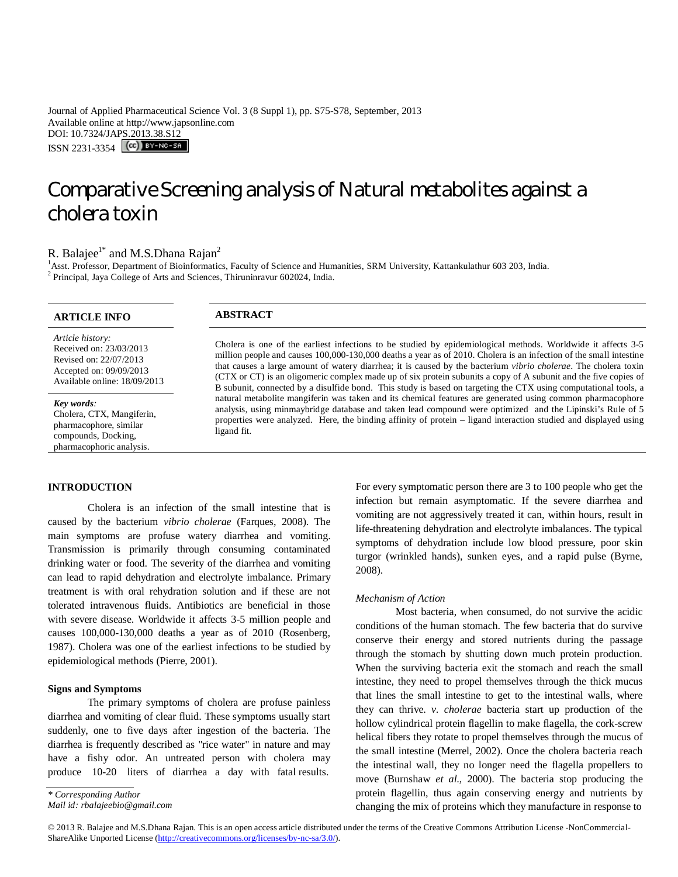Journal of Applied Pharmaceutical Science Vol. 3 (8 Suppl 1), pp. S75-S78, September, 2013
Available online at http://www.japsonline.com
DOI: 10.7324/JAPS.2013.38.S12
ISSN 2231-3354

# Comparative Screening analysis of Natural metabolites against a cholera toxin

R. Balajee[1*] and M.S.Dhana Rajan[2]

[1]Asst. Professor, Department of Bioinformatics, Faculty of Science and Humanities, SRM University, Kattankulathur 603 203, India.
[2] Principal, Jaya College of Arts and Sciences, Thiruninravur 602024, India.

## ARTICLE INFO

*Article history:*
Received on: 23/03/2013
Revised on: 22/07/2013
Accepted on: 09/09/2013
Available online: 18/09/2013

***Key words:***
Cholera, CTX, Mangiferin, pharmacophore, similar compounds, Docking, pharmacophoric analysis.

## ABSTRACT

Cholera is one of the earliest infections to be studied by epidemiological methods. Worldwide it affects 3-5 million people and causes 100,000-130,000 deaths a year as of 2010. Cholera is an infection of the small intestine that causes a large amount of watery diarrhea; it is caused by the bacterium *vibrio cholerae*. The cholera toxin (CTX or CT) is an oligomeric complex made up of six protein subunits a copy of A subunit and the five copies of B subunit, connected by a disulfide bond. This study is based on targeting the CTX using computational tools, a natural metabolite mangiferin was taken and its chemical features are generated using common pharmacophore analysis, using minmaybridge database and taken lead compound were optimized and the Lipinski's Rule of 5 properties were analyzed. Here, the binding affinity of protein – ligand interaction studied and displayed using ligand fit.

## INTRODUCTION

Cholera is an infection of the small intestine that is caused by the bacterium *vibrio cholerae* (Farques, 2008). The main symptoms are profuse watery diarrhea and vomiting. Transmission is primarily through consuming contaminated drinking water or food. The severity of the diarrhea and vomiting can lead to rapid dehydration and electrolyte imbalance. Primary treatment is with oral rehydration solution and if these are not tolerated intravenous fluids. Antibiotics are beneficial in those with severe disease. Worldwide it affects 3-5 million people and causes 100,000-130,000 deaths a year as of 2010 (Rosenberg, 1987). Cholera was one of the earliest infections to be studied by epidemiological methods (Pierre, 2001).

### Signs and Symptoms

The primary symptoms of cholera are profuse painless diarrhea and vomiting of clear fluid. These symptoms usually start suddenly, one to five days after ingestion of the bacteria. The diarrhea is frequently described as "rice water" in nature and may have a fishy odor. An untreated person with cholera may produce 10-20 liters of diarrhea a day with fatal results. For every symptomatic person there are 3 to 100 people who get the infection but remain asymptomatic. If the severe diarrhea and vomiting are not aggressively treated it can, within hours, result in life-threatening dehydration and electrolyte imbalances. The typical symptoms of dehydration include low blood pressure, poor skin turgor (wrinkled hands), sunken eyes, and a rapid pulse (Byrne, 2008).

### *Mechanism of Action*

Most bacteria, when consumed, do not survive the acidic conditions of the human stomach. The few bacteria that do survive conserve their energy and stored nutrients during the passage through the stomach by shutting down much protein production. When the surviving bacteria exit the stomach and reach the small intestine, they need to propel themselves through the thick mucus that lines the small intestine to get to the intestinal walls, where they can thrive. *v. cholerae* bacteria start up production of the hollow cylindrical protein flagellin to make flagella, the cork-screw helical fibers they rotate to propel themselves through the mucus of the small intestine (Merrel, 2002). Once the cholera bacteria reach the intestinal wall, they no longer need the flagella propellers to move (Burnshaw *et al.,* 2000). The bacteria stop producing the protein flagellin, thus again conserving energy and nutrients by changing the mix of proteins which they manufacture in response to

*\* Corresponding Author*
*Mail id: rbalajeebio@gmail.com*

© 2013 R. Balajee and M.S.Dhana Rajan. This is an open access article distributed under the terms of the Creative Commons Attribution License -NonCommercial-ShareAlike Unported License (http://creativecommons.org/licenses/by-nc-sa/3.0/).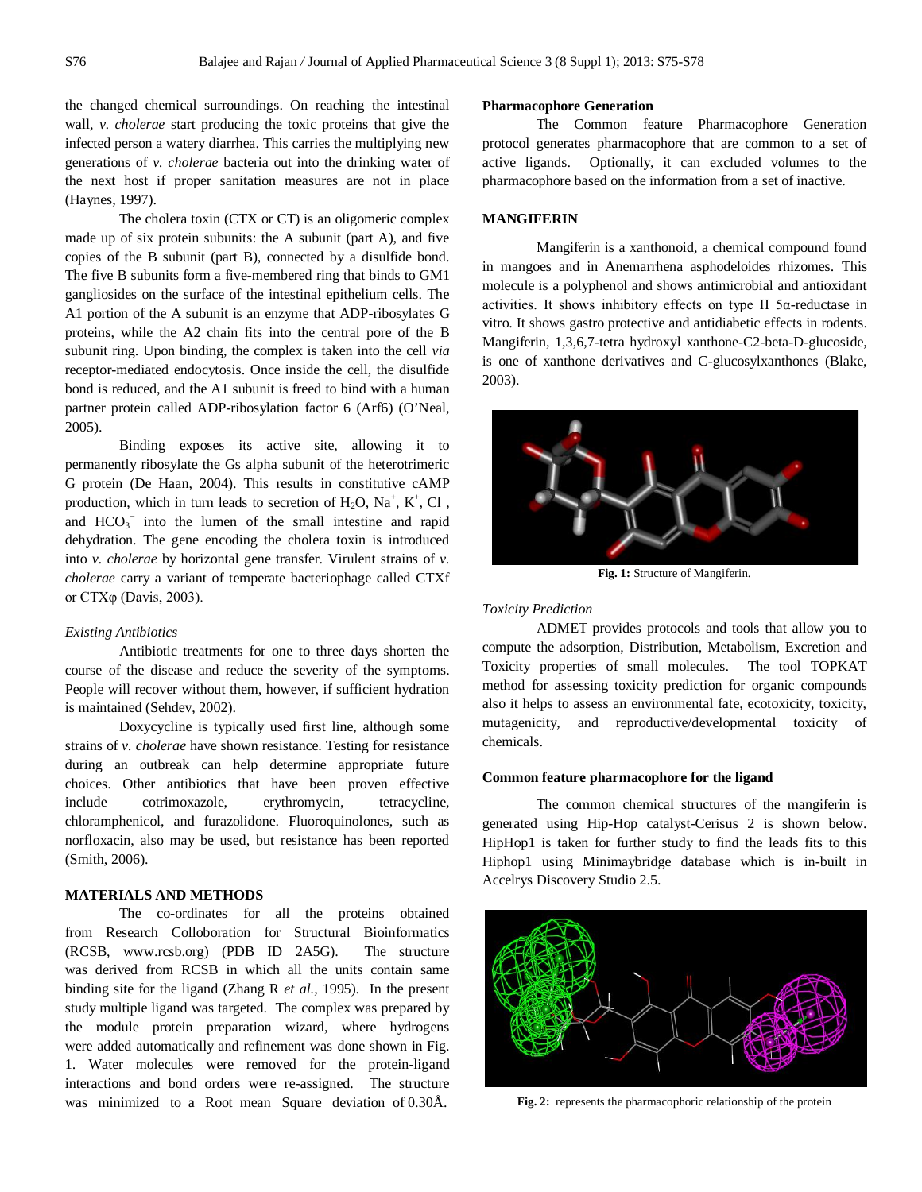the changed chemical surroundings. On reaching the intestinal wall, *v. cholerae* start producing the toxic proteins that give the infected person a watery diarrhea. This carries the multiplying new generations of *v. cholerae* bacteria out into the drinking water of the next host if proper sanitation measures are not in place (Haynes, 1997).

The cholera toxin (CTX or CT) is an oligomeric complex made up of six protein subunits: the A subunit (part A), and five copies of the B subunit (part B), connected by a disulfide bond. The five B subunits form a five-membered ring that binds to GM1 gangliosides on the surface of the intestinal epithelium cells. The A1 portion of the A subunit is an enzyme that ADP-ribosylates G proteins, while the A2 chain fits into the central pore of the B subunit ring. Upon binding, the complex is taken into the cell *via* receptor-mediated endocytosis. Once inside the cell, the disulfide bond is reduced, and the A1 subunit is freed to bind with a human partner protein called ADP-ribosylation factor 6 (Arf6) (O'Neal, 2005).

Binding exposes its active site, allowing it to permanently ribosylate the Gs alpha subunit of the heterotrimeric G protein (De Haan, 2004). This results in constitutive cAMP production, which in turn leads to secretion of $H_2O$, $Na^+$, $K^+$, $Cl^-$, and $HCO_3^-$ into the lumen of the small intestine and rapid dehydration. The gene encoding the cholera toxin is introduced into *v. cholerae* by horizontal gene transfer. Virulent strains of *v. cholerae* carry a variant of temperate bacteriophage called CTXf or CTXφ (Davis, 2003).

*Existing Antibiotics*

Antibiotic treatments for one to three days shorten the course of the disease and reduce the severity of the symptoms. People will recover without them, however, if sufficient hydration is maintained (Sehdev, 2002).

Doxycycline is typically used first line, although some strains of *v. cholerae* have shown resistance. Testing for resistance during an outbreak can help determine appropriate future choices. Other antibiotics that have been proven effective include cotrimoxazole, erythromycin, tetracycline, chloramphenicol, and furazolidone. Fluoroquinolones, such as norfloxacin, also may be used, but resistance has been reported (Smith, 2006).

## MATERIALS AND METHODS

The co-ordinates for all the proteins obtained from Research Colloboration for Structural Bioinformatics (RCSB, www.rcsb.org) (PDB ID 2A5G). The structure was derived from RCSB in which all the units contain same binding site for the ligand (Zhang R *et al.,* 1995). In the present study multiple ligand was targeted. The complex was prepared by the module protein preparation wizard, where hydrogens were added automatically and refinement was done shown in Fig. 1. Water molecules were removed for the protein-ligand interactions and bond orders were re-assigned. The structure was minimized to a Root mean Square deviation of 0.30Å.

### Pharmacophore Generation

The Common feature Pharmacophore Generation protocol generates pharmacophore that are common to a set of active ligands. Optionally, it can excluded volumes to the pharmacophore based on the information from a set of inactive.

### MANGIFERIN

Mangiferin is a xanthonoid, a chemical compound found in mangoes and in Anemarrhena asphodeloides rhizomes. This molecule is a polyphenol and shows antimicrobial and antioxidant activities. It shows inhibitory effects on type II 5α-reductase in vitro. It shows gastro protective and antidiabetic effects in rodents. Mangiferin, 1,3,6,7-tetra hydroxyl xanthone-C2-beta-D-glucoside, is one of xanthone derivatives and C-glucosylxanthones (Blake, 2003).

**Fig. 1:** Structure of Mangiferin.

*Toxicity Prediction*

ADMET provides protocols and tools that allow you to compute the adsorption, Distribution, Metabolism, Excretion and Toxicity properties of small molecules. The tool TOPKAT method for assessing toxicity prediction for organic compounds also it helps to assess an environmental fate, ecotoxicity, toxicity, mutagenicity, and reproductive/developmental toxicity of chemicals.

### Common feature pharmacophore for the ligand

The common chemical structures of the mangiferin is generated using Hip-Hop catalyst-Cerisus 2 is shown below. HipHop1 is taken for further study to find the leads fits to this Hiphop1 using Minimaybridge database which is in-built in Accelrys Discovery Studio 2.5.

**Fig. 2:** represents the pharmacophoric relationship of the protein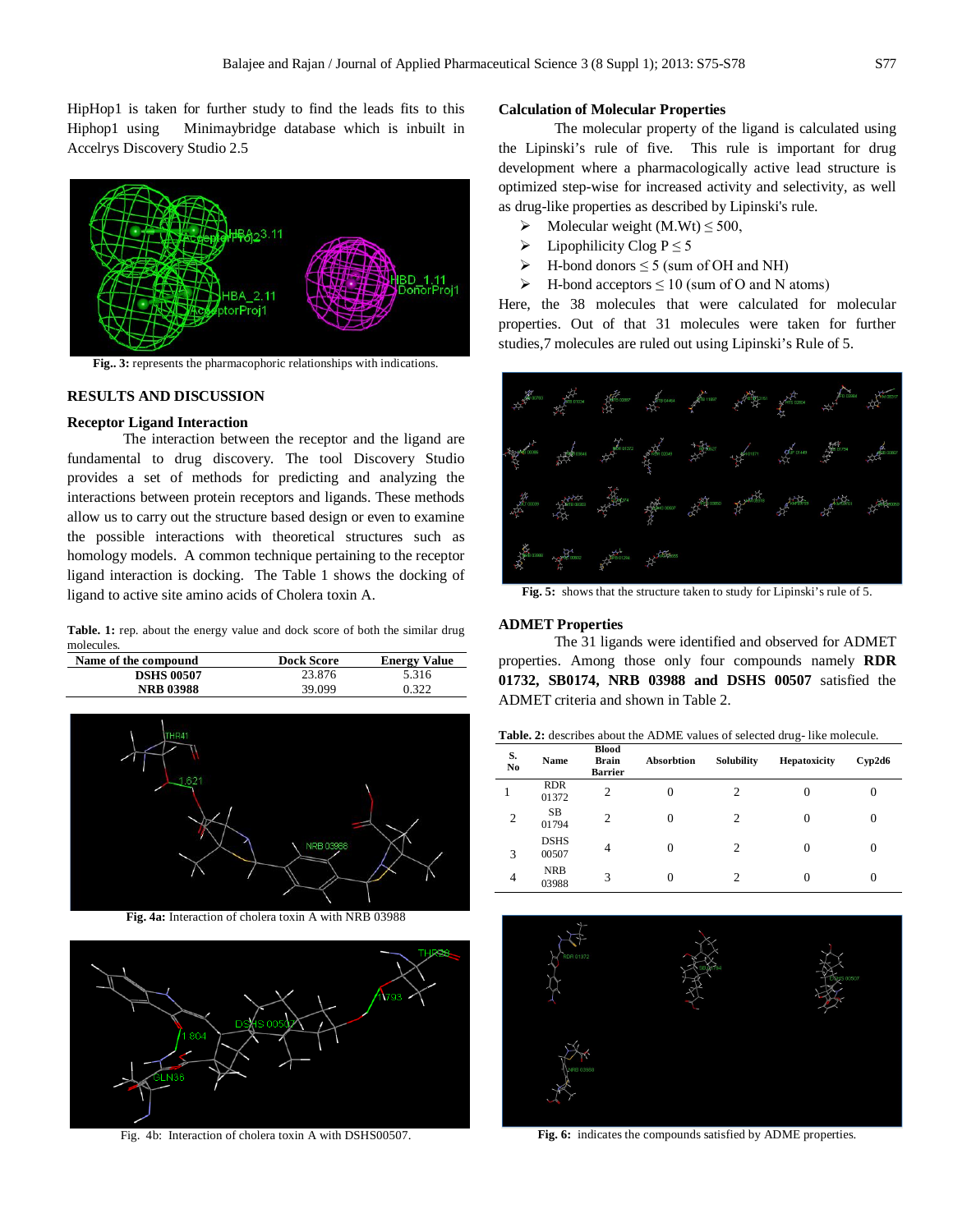HipHop1 is taken for further study to find the leads fits to this Hiphop1 using Minimaybridge database which is inbuilt in Accelrys Discovery Studio 2.5

**Fig.. 3:** represents the pharmacophoric relationships with indications.

## RESULTS AND DISCUSSION

### Receptor Ligand Interaction

The interaction between the receptor and the ligand are fundamental to drug discovery. The tool Discovery Studio provides a set of methods for predicting and analyzing the interactions between protein receptors and ligands. These methods allow us to carry out the structure based design or even to examine the possible interactions with theoretical structures such as homology models. A common technique pertaining to the receptor ligand interaction is docking. The Table 1 shows the docking of ligand to active site amino acids of Cholera toxin A.

**Table. 1:** rep. about the energy value and dock score of both the similar drug molecules.

| Name of the compound | Dock Score | Energy Value |
|---|---|---|
| DSHS 00507 | 23.876 | 5.316 |
| NRB 03988 | 39.099 | 0.322 |

**Fig. 4a:** Interaction of cholera toxin A with NRB 03988

Fig. 4b: Interaction of cholera toxin A with DSHS00507.

### Calculation of Molecular Properties

The molecular property of the ligand is calculated using the Lipinski's rule of five. This rule is important for drug development where a pharmacologically active lead structure is optimized step-wise for increased activity and selectivity, as well as drug-like properties as described by Lipinski's rule.

- Molecular weight (M.Wt) ≤ 500,
- Lipophilicity Clog P ≤ 5
- H-bond donors ≤ 5 (sum of OH and NH)
- H-bond acceptors ≤ 10 (sum of O and N atoms)

Here, the 38 molecules that were calculated for molecular properties. Out of that 31 molecules were taken for further studies,7 molecules are ruled out using Lipinski's Rule of 5.

**Fig. 5:** shows that the structure taken to study for Lipinski's rule of 5.

### ADMET Properties

The 31 ligands were identified and observed for ADMET properties. Among those only four compounds namely **RDR 01732, SB0174, NRB 03988 and DSHS 00507** satisfied the ADMET criteria and shown in Table 2.

**Table. 2:** describes about the ADME values of selected drug- like molecule.

| S. No | Name | Blood Brain Barrier | Absorbtion | Solubility | Hepatoxicity | Cyp2d6 |
|---|---|---|---|---|---|---|
| 1 | RDR 01372 | 2 | 0 | 2 | 0 | 0 |
| 2 | SB 01794 | 2 | 0 | 2 | 0 | 0 |
| 3 | DSHS 00507 | 4 | 0 | 2 | 0 | 0 |
| 4 | NRB 03988 | 3 | 0 | 2 | 0 | 0 |

**Fig. 6:** indicates the compounds satisfied by ADME properties.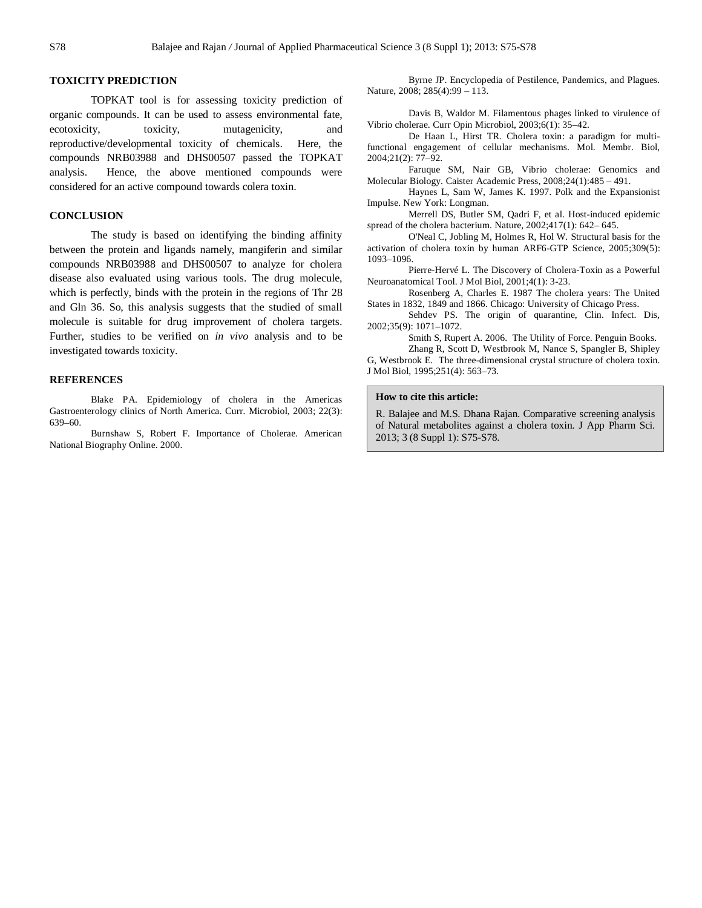## TOXICITY PREDICTION

TOPKAT tool is for assessing toxicity prediction of organic compounds. It can be used to assess environmental fate, ecotoxicity, toxicity, mutagenicity, and reproductive/developmental toxicity of chemicals. Here, the compounds NRB03988 and DHS00507 passed the TOPKAT analysis. Hence, the above mentioned compounds were considered for an active compound towards colera toxin.

## CONCLUSION

The study is based on identifying the binding affinity between the protein and ligands namely, mangiferin and similar compounds NRB03988 and DHS00507 to analyze for cholera disease also evaluated using various tools. The drug molecule, which is perfectly, binds with the protein in the regions of Thr 28 and Gln 36. So, this analysis suggests that the studied of small molecule is suitable for drug improvement of cholera targets. Further, studies to be verified on *in vivo* analysis and to be investigated towards toxicity.

## REFERENCES

Blake PA. Epidemiology of cholera in the Americas Gastroenterology clinics of North America. Curr. Microbiol, 2003; 22(3): 639–60.

Burnshaw S, Robert F. Importance of Cholerae. American National Biography Online. 2000.

Byrne JP. Encyclopedia of Pestilence, Pandemics, and Plagues. Nature, 2008; 285(4):99 – 113.

Davis B, Waldor M. Filamentous phages linked to virulence of Vibrio cholerae. Curr Opin Microbiol, 2003;6(1): 35–42.

De Haan L, Hirst TR. Cholera toxin: a paradigm for multi-functional engagement of cellular mechanisms. Mol. Membr. Biol, 2004;21(2): 77–92.

Faruque SM, Nair GB, Vibrio cholerae: Genomics and Molecular Biology. Caister Academic Press, 2008;24(1):485 – 491.

Haynes L, Sam W, James K. 1997. Polk and the Expansionist Impulse. New York: Longman.

Merrell DS, Butler SM, Qadri F, et al. Host-induced epidemic spread of the cholera bacterium. Nature, 2002;417(1): 642– 645.

O'Neal C, Jobling M, Holmes R, Hol W. Structural basis for the activation of cholera toxin by human ARF6-GTP Science, 2005;309(5): 1093–1096.

Pierre-Hervé L. The Discovery of Cholera-Toxin as a Powerful Neuroanatomical Tool. J Mol Biol, 2001;4(1): 3-23.

Rosenberg A, Charles E. 1987 The cholera years: The United States in 1832, 1849 and 1866. Chicago: University of Chicago Press.

Sehdev PS. The origin of quarantine, Clin. Infect. Dis, 2002;35(9): 1071–1072.

Smith S, Rupert A. 2006. The Utility of Force. Penguin Books.

Zhang R, Scott D, Westbrook M, Nance S, Spangler B, Shipley G, Westbrook E. The three-dimensional crystal structure of cholera toxin. J Mol Biol, 1995;251(4): 563–73.

**How to cite this article:**

R. Balajee and M.S. Dhana Rajan. Comparative screening analysis of Natural metabolites against a cholera toxin. J App Pharm Sci. 2013; 3 (8 Suppl 1): S75-S78.